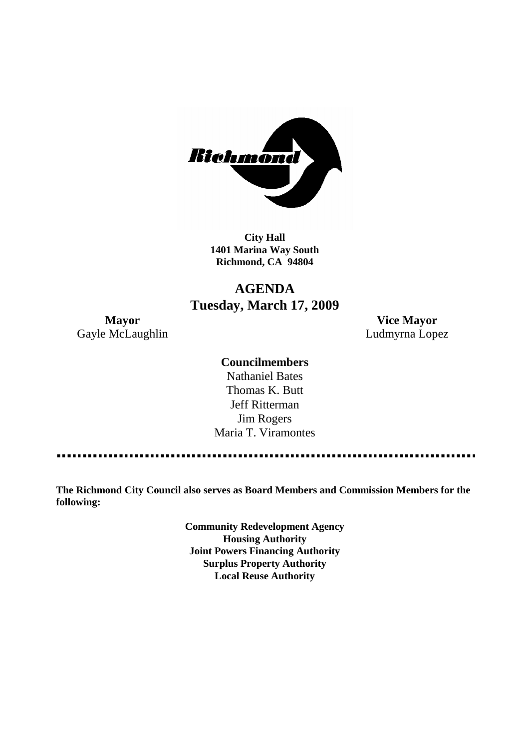**City Hall**
**1401 Marina Way South**
**Richmond, CA 94804**

# AGENDA
## Tuesday, March 17, 2009

**Mayor**
Gayle McLaughlin

**Vice Mayor**
Ludmyrna Lopez

**Councilmembers**
Nathaniel Bates
Thomas K. Butt
Jeff Ritterman
Jim Rogers
Maria T. Viramontes

---

**The Richmond City Council also serves as Board Members and Commission Members for the following:**

**Community Redevelopment Agency**
**Housing Authority**
**Joint Powers Financing Authority**
**Surplus Property Authority**
**Local Reuse Authority**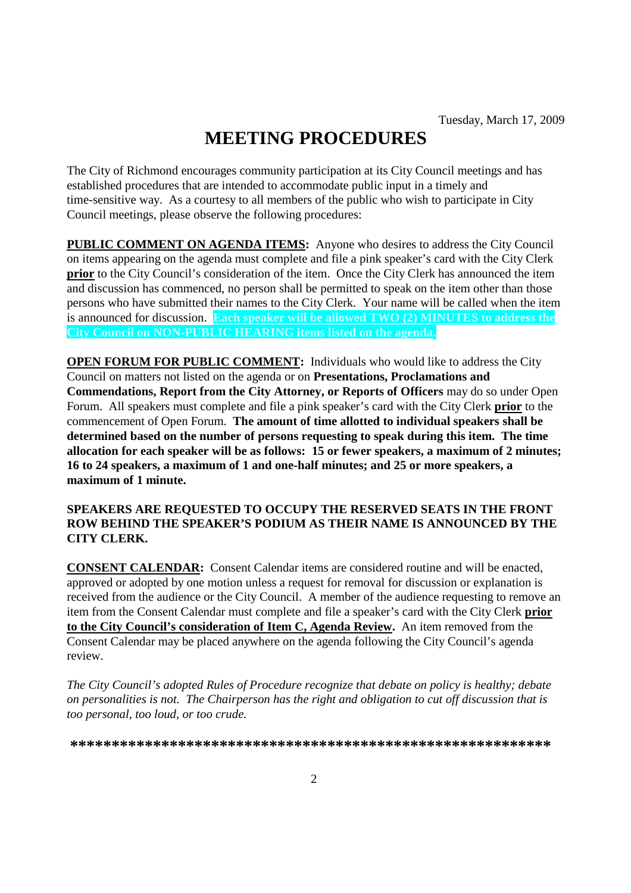Tuesday, March 17, 2009

# MEETING PROCEDURES

The City of Richmond encourages community participation at its City Council meetings and has established procedures that are intended to accommodate public input in a timely and time-sensitive way. As a courtesy to all members of the public who wish to participate in City Council meetings, please observe the following procedures:

**PUBLIC COMMENT ON AGENDA ITEMS:** Anyone who desires to address the City Council on items appearing on the agenda must complete and file a pink speaker's card with the City Clerk **prior** to the City Council's consideration of the item. Once the City Clerk has announced the item and discussion has commenced, no person shall be permitted to speak on the item other than those persons who have submitted their names to the City Clerk. Your name will be called when the item is announced for discussion. **Each speaker will be allowed TWO (2) MINUTES to address the City Council on NON-PUBLIC HEARING items listed on the agenda.**

**OPEN FORUM FOR PUBLIC COMMENT:** Individuals who would like to address the City Council on matters not listed on the agenda or on **Presentations, Proclamations and Commendations, Report from the City Attorney, or Reports of Officers** may do so under Open Forum. All speakers must complete and file a pink speaker's card with the City Clerk **prior** to the commencement of Open Forum. **The amount of time allotted to individual speakers shall be determined based on the number of persons requesting to speak during this item. The time allocation for each speaker will be as follows: 15 or fewer speakers, a maximum of 2 minutes; 16 to 24 speakers, a maximum of 1 and one-half minutes; and 25 or more speakers, a maximum of 1 minute.**

**SPEAKERS ARE REQUESTED TO OCCUPY THE RESERVED SEATS IN THE FRONT ROW BEHIND THE SPEAKER'S PODIUM AS THEIR NAME IS ANNOUNCED BY THE CITY CLERK.**

**CONSENT CALENDAR:** Consent Calendar items are considered routine and will be enacted, approved or adopted by one motion unless a request for removal for discussion or explanation is received from the audience or the City Council. A member of the audience requesting to remove an item from the Consent Calendar must complete and file a speaker's card with the City Clerk **prior to the City Council's consideration of Item C, Agenda Review.** An item removed from the Consent Calendar may be placed anywhere on the agenda following the City Council's agenda review.

*The City Council's adopted Rules of Procedure recognize that debate on policy is healthy; debate on personalities is not. The Chairperson has the right and obligation to cut off discussion that is too personal, too loud, or too crude.*

**************************************************************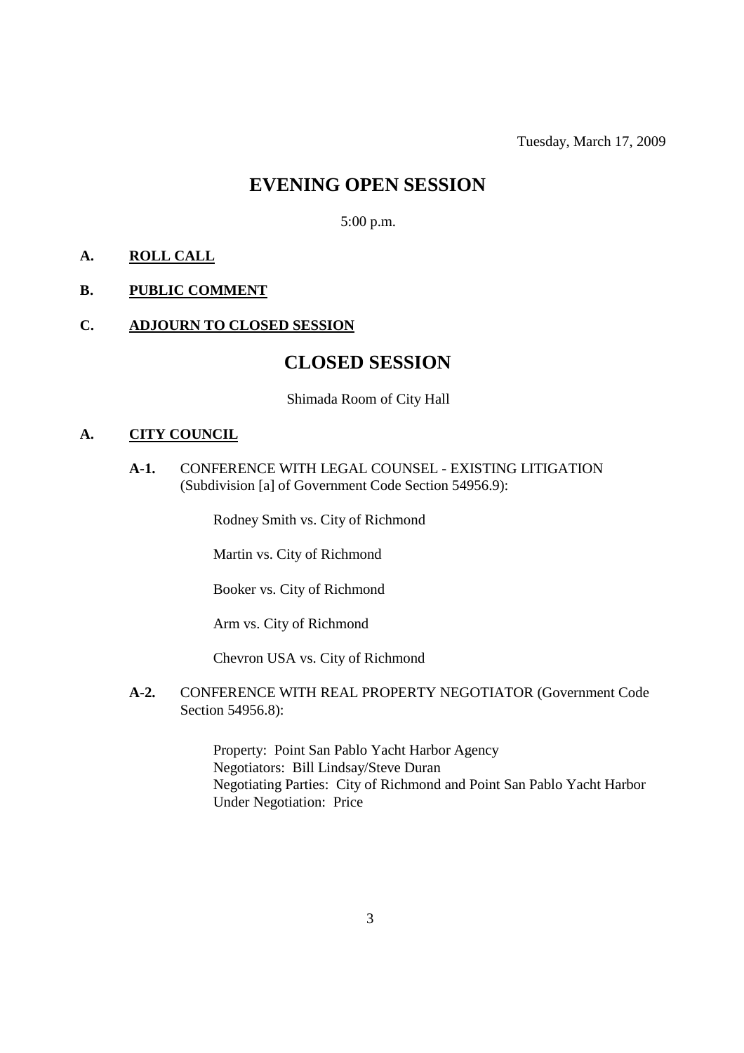Tuesday, March 17, 2009

# EVENING OPEN SESSION

5:00 p.m.

**A.** **ROLL CALL**

**B.** **PUBLIC COMMENT**

**C.** **ADJOURN TO CLOSED SESSION**

# CLOSED SESSION

Shimada Room of City Hall

**A.** **CITY COUNCIL**

**A-1.** CONFERENCE WITH LEGAL COUNSEL - EXISTING LITIGATION (Subdivision [a] of Government Code Section 54956.9):

Rodney Smith vs. City of Richmond

Martin vs. City of Richmond

Booker vs. City of Richmond

Arm vs. City of Richmond

Chevron USA vs. City of Richmond

**A-2.** CONFERENCE WITH REAL PROPERTY NEGOTIATOR (Government Code Section 54956.8):

Property: Point San Pablo Yacht Harbor Agency
Negotiators: Bill Lindsay/Steve Duran
Negotiating Parties: City of Richmond and Point San Pablo Yacht Harbor
Under Negotiation: Price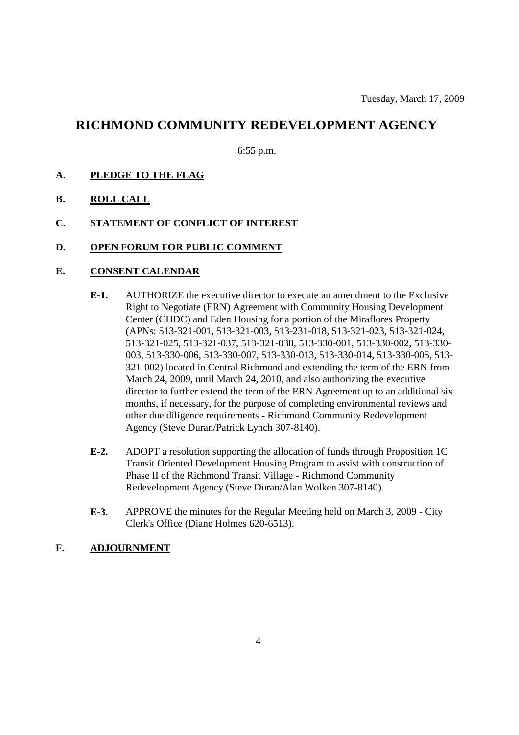Tuesday, March 17, 2009

# RICHMOND COMMUNITY REDEVELOPMENT AGENCY

6:55 p.m.

**A. PLEDGE TO THE FLAG**

**B. ROLL CALL**

**C. STATEMENT OF CONFLICT OF INTEREST**

**D. OPEN FORUM FOR PUBLIC COMMENT**

**E. CONSENT CALENDAR**

**E-1.** AUTHORIZE the executive director to execute an amendment to the Exclusive Right to Negotiate (ERN) Agreement with Community Housing Development Center (CHDC) and Eden Housing for a portion of the Miraflores Property (APNs: 513-321-001, 513-321-003, 513-231-018, 513-321-023, 513-321-024, 513-321-025, 513-321-037, 513-321-038, 513-330-001, 513-330-002, 513-330-003, 513-330-006, 513-330-007, 513-330-013, 513-330-014, 513-330-005, 513-321-002) located in Central Richmond and extending the term of the ERN from March 24, 2009, until March 24, 2010, and also authorizing the executive director to further extend the term of the ERN Agreement up to an additional six months, if necessary, for the purpose of completing environmental reviews and other due diligence requirements - Richmond Community Redevelopment Agency (Steve Duran/Patrick Lynch 307-8140).

**E-2.** ADOPT a resolution supporting the allocation of funds through Proposition 1C Transit Oriented Development Housing Program to assist with construction of Phase II of the Richmond Transit Village - Richmond Community Redevelopment Agency (Steve Duran/Alan Wolken 307-8140).

**E-3.** APPROVE the minutes for the Regular Meeting held on March 3, 2009 - City Clerk's Office (Diane Holmes 620-6513).

**F. ADJOURNMENT**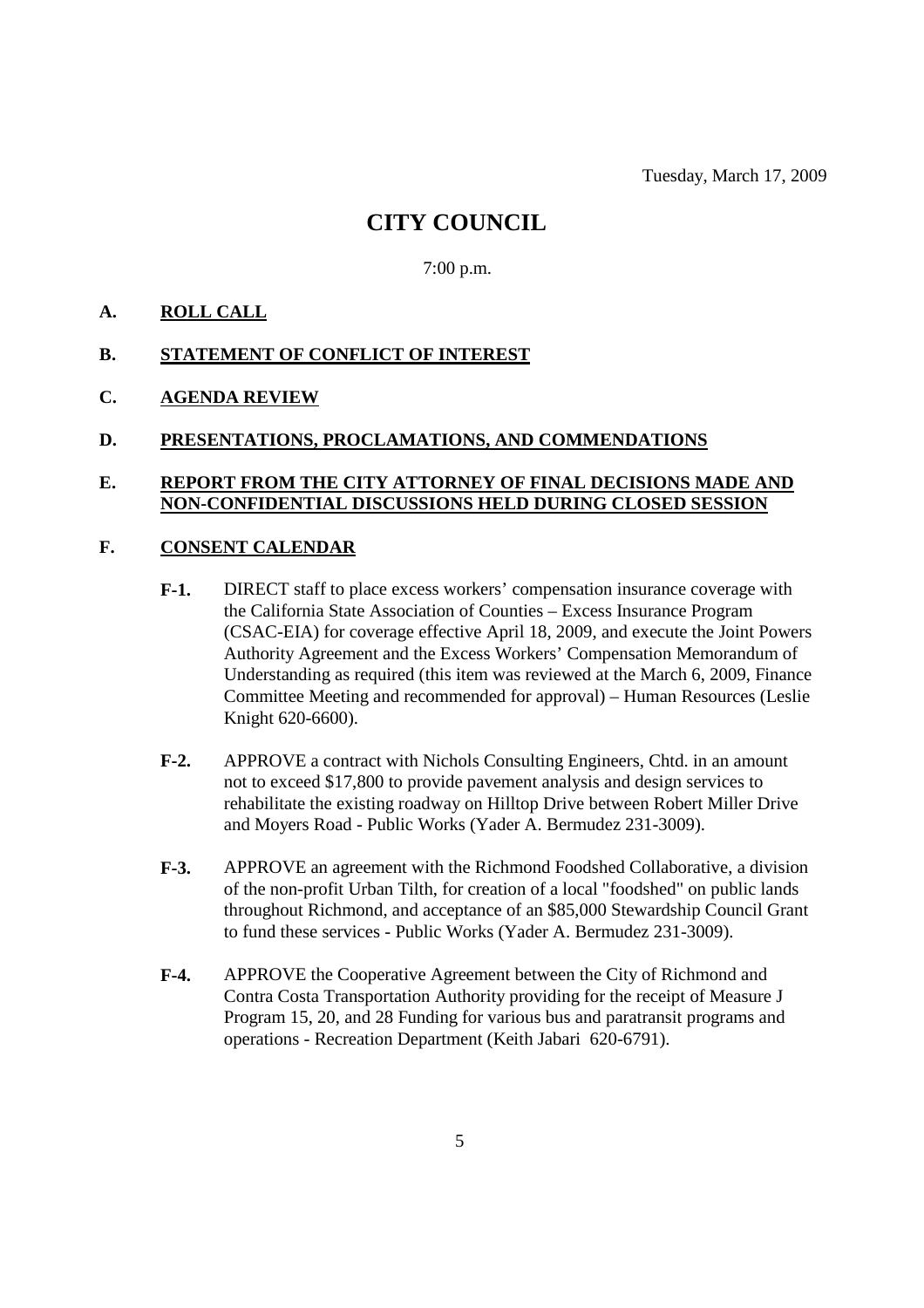Tuesday, March 17, 2009

# CITY COUNCIL

7:00 p.m.

## A. ROLL CALL

## B. STATEMENT OF CONFLICT OF INTEREST

## C. AGENDA REVIEW

## D. PRESENTATIONS, PROCLAMATIONS, AND COMMENDATIONS

## E. REPORT FROM THE CITY ATTORNEY OF FINAL DECISIONS MADE AND NON-CONFIDENTIAL DISCUSSIONS HELD DURING CLOSED SESSION

## F. CONSENT CALENDAR

**F-1.** DIRECT staff to place excess workers' compensation insurance coverage with the California State Association of Counties – Excess Insurance Program (CSAC-EIA) for coverage effective April 18, 2009, and execute the Joint Powers Authority Agreement and the Excess Workers' Compensation Memorandum of Understanding as required (this item was reviewed at the March 6, 2009, Finance Committee Meeting and recommended for approval) – Human Resources (Leslie Knight 620-6600).

**F-2.** APPROVE a contract with Nichols Consulting Engineers, Chtd. in an amount not to exceed $17,800 to provide pavement analysis and design services to rehabilitate the existing roadway on Hilltop Drive between Robert Miller Drive and Moyers Road - Public Works (Yader A. Bermudez 231-3009).

**F-3.** APPROVE an agreement with the Richmond Foodshed Collaborative, a division of the non-profit Urban Tilth, for creation of a local "foodshed" on public lands throughout Richmond, and acceptance of an $85,000 Stewardship Council Grant to fund these services - Public Works (Yader A. Bermudez 231-3009).

**F-4.** APPROVE the Cooperative Agreement between the City of Richmond and Contra Costa Transportation Authority providing for the receipt of Measure J Program 15, 20, and 28 Funding for various bus and paratransit programs and operations - Recreation Department (Keith Jabari 620-6791).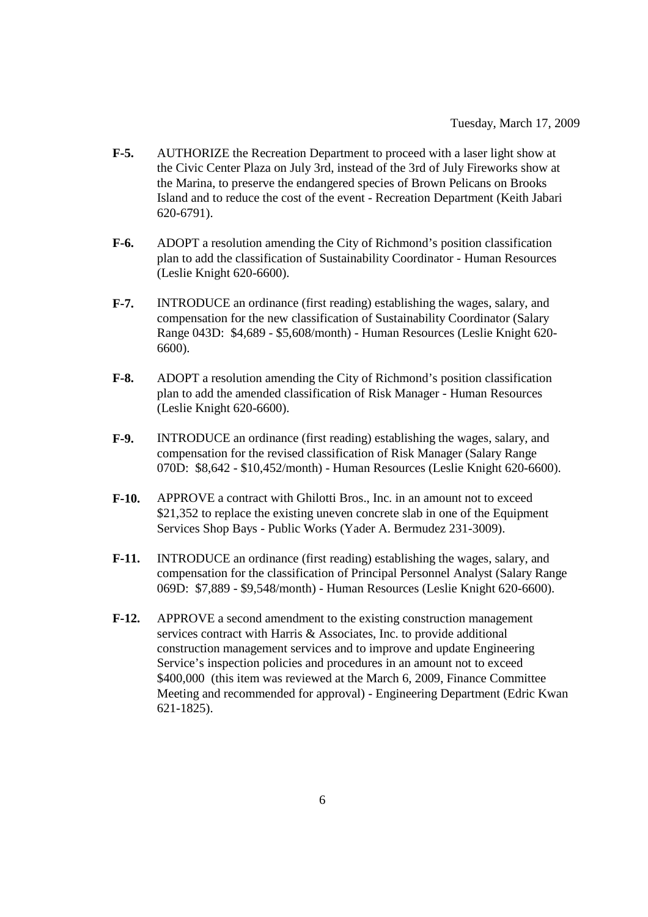Tuesday, March 17, 2009

**F-5.** AUTHORIZE the Recreation Department to proceed with a laser light show at the Civic Center Plaza on July 3rd, instead of the 3rd of July Fireworks show at the Marina, to preserve the endangered species of Brown Pelicans on Brooks Island and to reduce the cost of the event - Recreation Department (Keith Jabari 620-6791).

**F-6.** ADOPT a resolution amending the City of Richmond's position classification plan to add the classification of Sustainability Coordinator - Human Resources (Leslie Knight 620-6600).

**F-7.** INTRODUCE an ordinance (first reading) establishing the wages, salary, and compensation for the new classification of Sustainability Coordinator (Salary Range 043D: $4,689 - $5,608/month) - Human Resources (Leslie Knight 620-6600).

**F-8.** ADOPT a resolution amending the City of Richmond's position classification plan to add the amended classification of Risk Manager - Human Resources (Leslie Knight 620-6600).

**F-9.** INTRODUCE an ordinance (first reading) establishing the wages, salary, and compensation for the revised classification of Risk Manager (Salary Range 070D: $8,642 - $10,452/month) - Human Resources (Leslie Knight 620-6600).

**F-10.** APPROVE a contract with Ghilotti Bros., Inc. in an amount not to exceed $21,352 to replace the existing uneven concrete slab in one of the Equipment Services Shop Bays - Public Works (Yader A. Bermudez 231-3009).

**F-11.** INTRODUCE an ordinance (first reading) establishing the wages, salary, and compensation for the classification of Principal Personnel Analyst (Salary Range 069D: $7,889 - $9,548/month) - Human Resources (Leslie Knight 620-6600).

**F-12.** APPROVE a second amendment to the existing construction management services contract with Harris & Associates, Inc. to provide additional construction management services and to improve and update Engineering Service's inspection policies and procedures in an amount not to exceed $400,000 (this item was reviewed at the March 6, 2009, Finance Committee Meeting and recommended for approval) - Engineering Department (Edric Kwan 621-1825).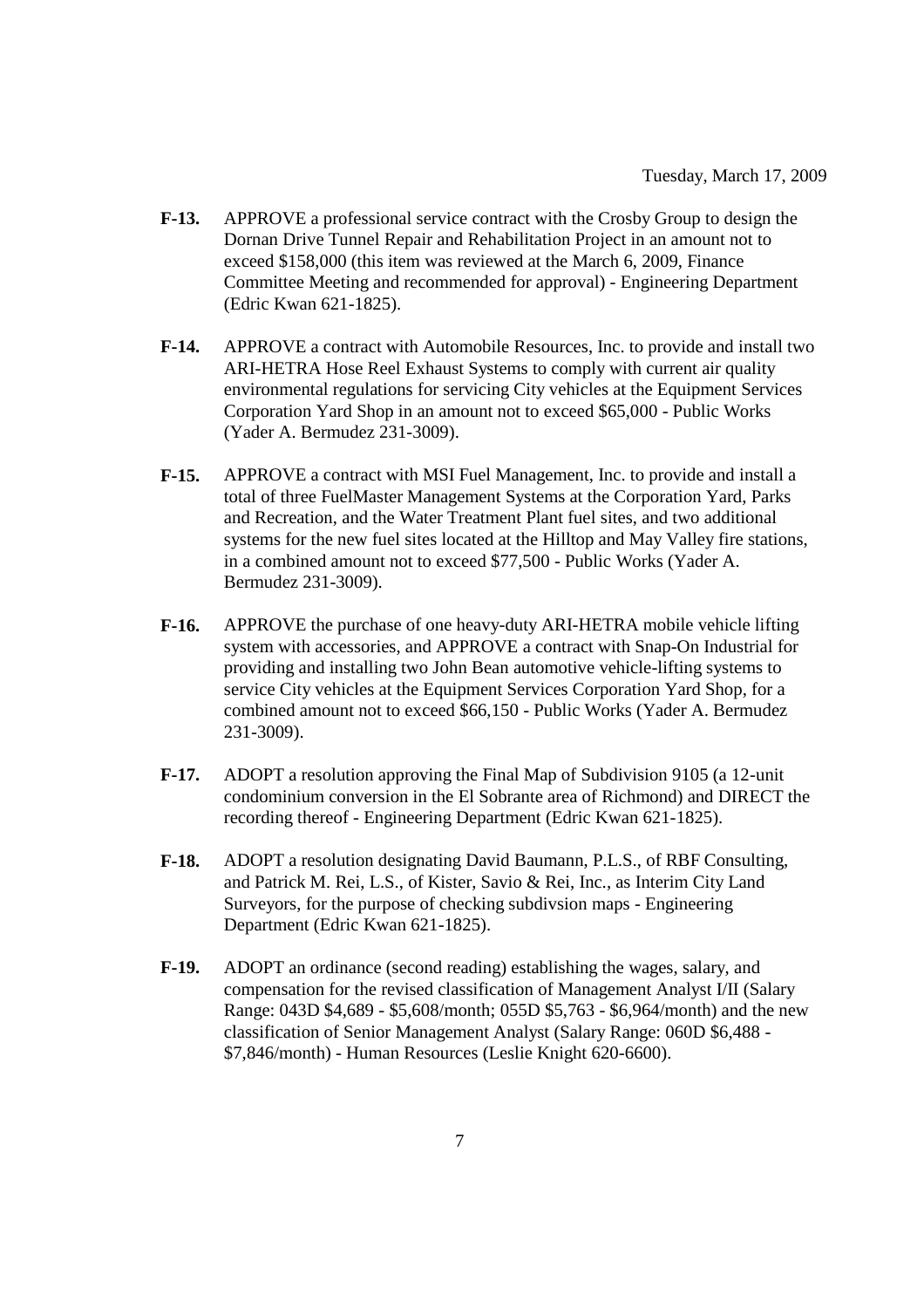**F-13.** APPROVE a professional service contract with the Crosby Group to design the Dornan Drive Tunnel Repair and Rehabilitation Project in an amount not to exceed $158,000 (this item was reviewed at the March 6, 2009, Finance Committee Meeting and recommended for approval) - Engineering Department (Edric Kwan 621-1825).

**F-14.** APPROVE a contract with Automobile Resources, Inc. to provide and install two ARI-HETRA Hose Reel Exhaust Systems to comply with current air quality environmental regulations for servicing City vehicles at the Equipment Services Corporation Yard Shop in an amount not to exceed $65,000 - Public Works (Yader A. Bermudez 231-3009).

**F-15.** APPROVE a contract with MSI Fuel Management, Inc. to provide and install a total of three FuelMaster Management Systems at the Corporation Yard, Parks and Recreation, and the Water Treatment Plant fuel sites, and two additional systems for the new fuel sites located at the Hilltop and May Valley fire stations, in a combined amount not to exceed $77,500 - Public Works (Yader A. Bermudez 231-3009).

**F-16.** APPROVE the purchase of one heavy-duty ARI-HETRA mobile vehicle lifting system with accessories, and APPROVE a contract with Snap-On Industrial for providing and installing two John Bean automotive vehicle-lifting systems to service City vehicles at the Equipment Services Corporation Yard Shop, for a combined amount not to exceed $66,150 - Public Works (Yader A. Bermudez 231-3009).

**F-17.** ADOPT a resolution approving the Final Map of Subdivision 9105 (a 12-unit condominium conversion in the El Sobrante area of Richmond) and DIRECT the recording thereof - Engineering Department (Edric Kwan 621-1825).

**F-18.** ADOPT a resolution designating David Baumann, P.L.S., of RBF Consulting, and Patrick M. Rei, L.S., of Kister, Savio & Rei, Inc., as Interim City Land Surveyors, for the purpose of checking subdivsion maps - Engineering Department (Edric Kwan 621-1825).

**F-19.** ADOPT an ordinance (second reading) establishing the wages, salary, and compensation for the revised classification of Management Analyst I/II (Salary Range: 043D $4,689 - $5,608/month; 055D $5,763 - $6,964/month) and the new classification of Senior Management Analyst (Salary Range: 060D $6,488 - $7,846/month) - Human Resources (Leslie Knight 620-6600).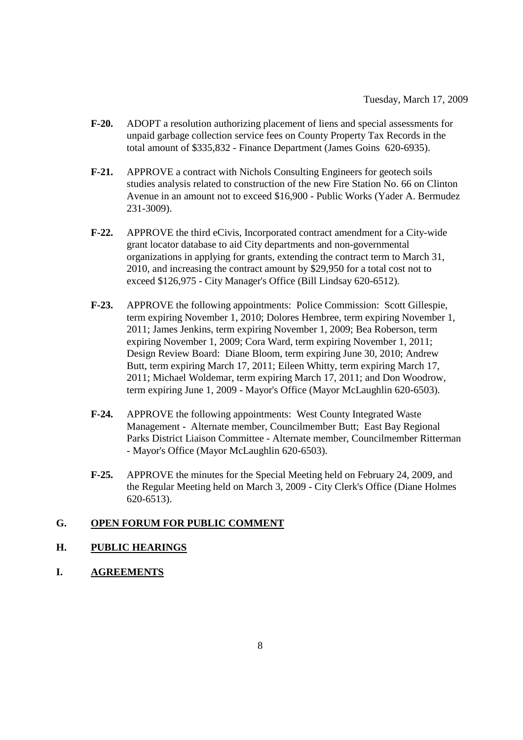Tuesday, March 17, 2009

**F-20.** ADOPT a resolution authorizing placement of liens and special assessments for unpaid garbage collection service fees on County Property Tax Records in the total amount of $335,832 - Finance Department (James Goins 620-6935).

**F-21.** APPROVE a contract with Nichols Consulting Engineers for geotech soils studies analysis related to construction of the new Fire Station No. 66 on Clinton Avenue in an amount not to exceed $16,900 - Public Works (Yader A. Bermudez 231-3009).

**F-22.** APPROVE the third eCivis, Incorporated contract amendment for a City-wide grant locator database to aid City departments and non-governmental organizations in applying for grants, extending the contract term to March 31, 2010, and increasing the contract amount by $29,950 for a total cost not to exceed $126,975 - City Manager's Office (Bill Lindsay 620-6512).

**F-23.** APPROVE the following appointments: Police Commission: Scott Gillespie, term expiring November 1, 2010; Dolores Hembree, term expiring November 1, 2011; James Jenkins, term expiring November 1, 2009; Bea Roberson, term expiring November 1, 2009; Cora Ward, term expiring November 1, 2011; Design Review Board: Diane Bloom, term expiring June 30, 2010; Andrew Butt, term expiring March 17, 2011; Eileen Whitty, term expiring March 17, 2011; Michael Woldemar, term expiring March 17, 2011; and Don Woodrow, term expiring June 1, 2009 - Mayor's Office (Mayor McLaughlin 620-6503).

**F-24.** APPROVE the following appointments: West County Integrated Waste Management - Alternate member, Councilmember Butt; East Bay Regional Parks District Liaison Committee - Alternate member, Councilmember Ritterman - Mayor's Office (Mayor McLaughlin 620-6503).

**F-25.** APPROVE the minutes for the Special Meeting held on February 24, 2009, and the Regular Meeting held on March 3, 2009 - City Clerk's Office (Diane Holmes 620-6513).

## G. OPEN FORUM FOR PUBLIC COMMENT

## H. PUBLIC HEARINGS

## I. AGREEMENTS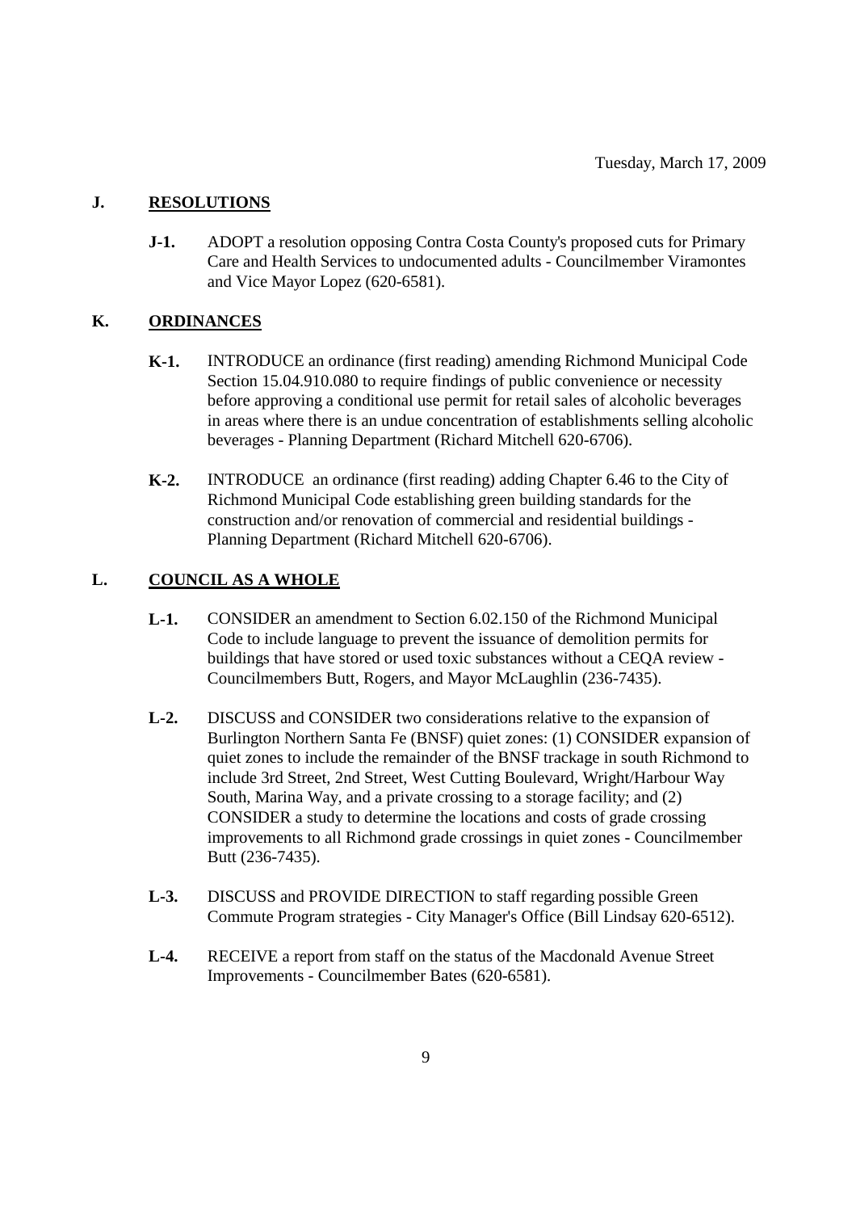Tuesday, March 17, 2009

## J. RESOLUTIONS

**J-1.** ADOPT a resolution opposing Contra Costa County's proposed cuts for Primary Care and Health Services to undocumented adults - Councilmember Viramontes and Vice Mayor Lopez (620-6581).

## K. ORDINANCES

**K-1.** INTRODUCE an ordinance (first reading) amending Richmond Municipal Code Section 15.04.910.080 to require findings of public convenience or necessity before approving a conditional use permit for retail sales of alcoholic beverages in areas where there is an undue concentration of establishments selling alcoholic beverages - Planning Department (Richard Mitchell 620-6706).

**K-2.** INTRODUCE an ordinance (first reading) adding Chapter 6.46 to the City of Richmond Municipal Code establishing green building standards for the construction and/or renovation of commercial and residential buildings - Planning Department (Richard Mitchell 620-6706).

## L. COUNCIL AS A WHOLE

**L-1.** CONSIDER an amendment to Section 6.02.150 of the Richmond Municipal Code to include language to prevent the issuance of demolition permits for buildings that have stored or used toxic substances without a CEQA review - Councilmembers Butt, Rogers, and Mayor McLaughlin (236-7435).

**L-2.** DISCUSS and CONSIDER two considerations relative to the expansion of Burlington Northern Santa Fe (BNSF) quiet zones: (1) CONSIDER expansion of quiet zones to include the remainder of the BNSF trackage in south Richmond to include 3rd Street, 2nd Street, West Cutting Boulevard, Wright/Harbour Way South, Marina Way, and a private crossing to a storage facility; and (2) CONSIDER a study to determine the locations and costs of grade crossing improvements to all Richmond grade crossings in quiet zones - Councilmember Butt (236-7435).

**L-3.** DISCUSS and PROVIDE DIRECTION to staff regarding possible Green Commute Program strategies - City Manager's Office (Bill Lindsay 620-6512).

**L-4.** RECEIVE a report from staff on the status of the Macdonald Avenue Street Improvements - Councilmember Bates (620-6581).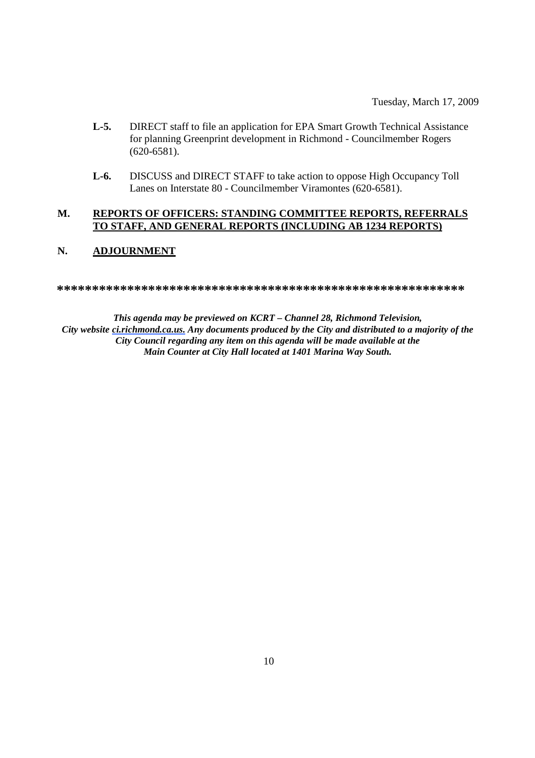Tuesday, March 17, 2009

**L-5.** DIRECT staff to file an application for EPA Smart Growth Technical Assistance for planning Greenprint development in Richmond - Councilmember Rogers (620-6581).

**L-6.** DISCUSS and DIRECT STAFF to take action to oppose High Occupancy Toll Lanes on Interstate 80 - Councilmember Viramontes (620-6581).

## M. REPORTS OF OFFICERS: STANDING COMMITTEE REPORTS, REFERRALS TO STAFF, AND GENERAL REPORTS (INCLUDING AB 1234 REPORTS)

## N. ADJOURNMENT

**************************************************************

***This agenda may be previewed on KCRT – Channel 28, Richmond Television, City website ci.richmond.ca.us. Any documents produced by the City and distributed to a majority of the City Council regarding any item on this agenda will be made available at the Main Counter at City Hall located at 1401 Marina Way South.***